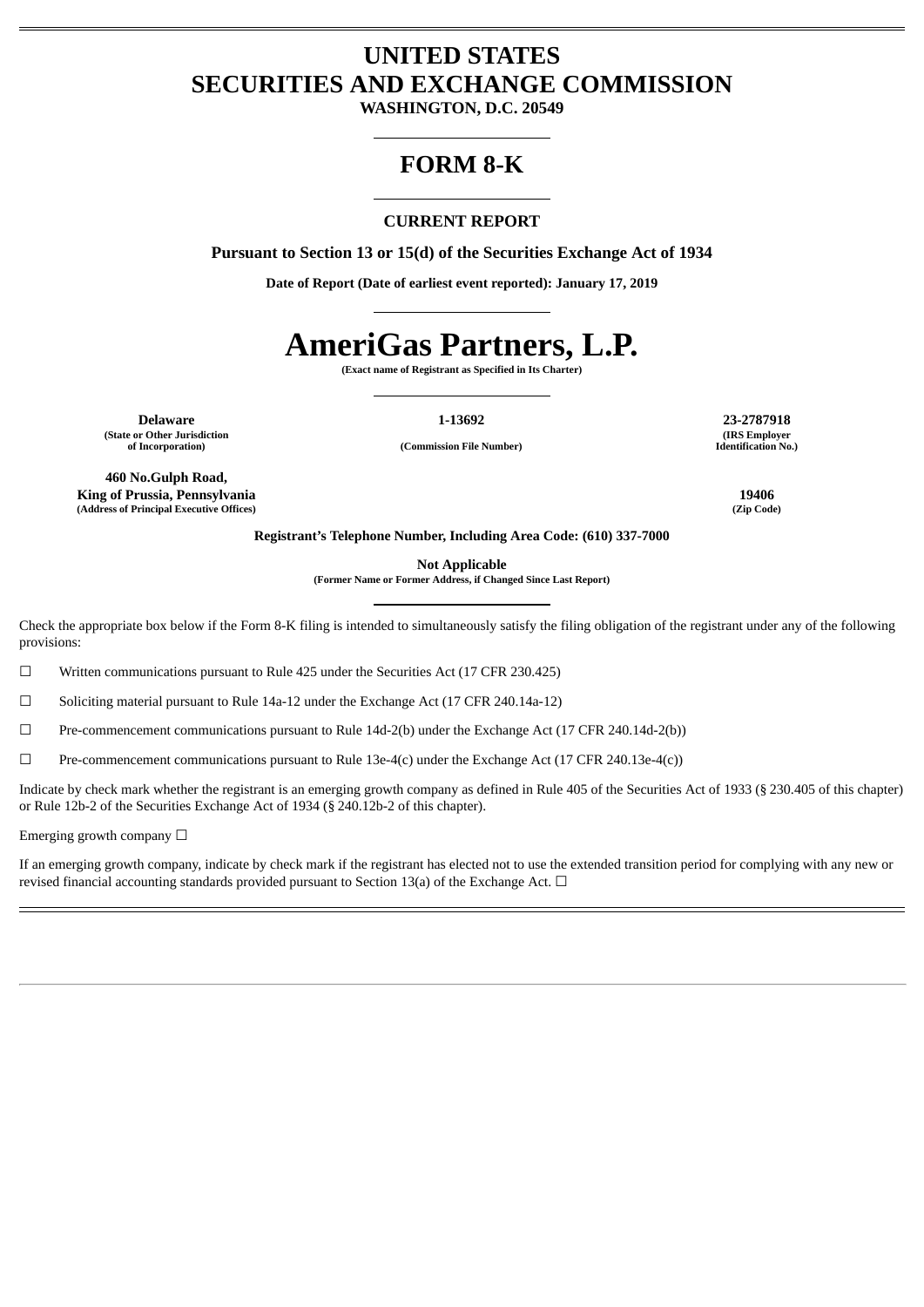# UNITED STATES
# SECURITIES AND EXCHANGE COMMISSION

**WASHINGTON, D.C. 20549**

## FORM 8-K

### CURRENT REPORT

**Pursuant to Section 13 or 15(d) of the Securities Exchange Act of 1934**

**Date of Report (Date of earliest event reported): January 17, 2019**

# AmeriGas Partners, L.P.

**(Exact name of Registrant as Specified in Its Charter)**

| **Delaware** | **1-13692** | **23-2787918** |
|---|---|---|
| **(State or Other Jurisdiction of Incorporation)** | **(Commission File Number)** | **(IRS Employer Identification No.)** |

| **460 No.Gulph Road, King of Prussia, Pennsylvania** | **19406** |
|---|---|
| **(Address of Principal Executive Offices)** | **(Zip Code)** |

**Registrant's Telephone Number, Including Area Code: (610) 337-7000**

**Not Applicable**
**(Former Name or Former Address, if Changed Since Last Report)**

Check the appropriate box below if the Form 8-K filing is intended to simultaneously satisfy the filing obligation of the registrant under any of the following provisions:

☐ Written communications pursuant to Rule 425 under the Securities Act (17 CFR 230.425)

☐ Soliciting material pursuant to Rule 14a-12 under the Exchange Act (17 CFR 240.14a-12)

☐ Pre-commencement communications pursuant to Rule 14d-2(b) under the Exchange Act (17 CFR 240.14d-2(b))

☐ Pre-commencement communications pursuant to Rule 13e-4(c) under the Exchange Act (17 CFR 240.13e-4(c))

Indicate by check mark whether the registrant is an emerging growth company as defined in Rule 405 of the Securities Act of 1933 (§ 230.405 of this chapter) or Rule 12b-2 of the Securities Exchange Act of 1934 (§ 240.12b-2 of this chapter).

Emerging growth company ☐

If an emerging growth company, indicate by check mark if the registrant has elected not to use the extended transition period for complying with any new or revised financial accounting standards provided pursuant to Section 13(a) of the Exchange Act. ☐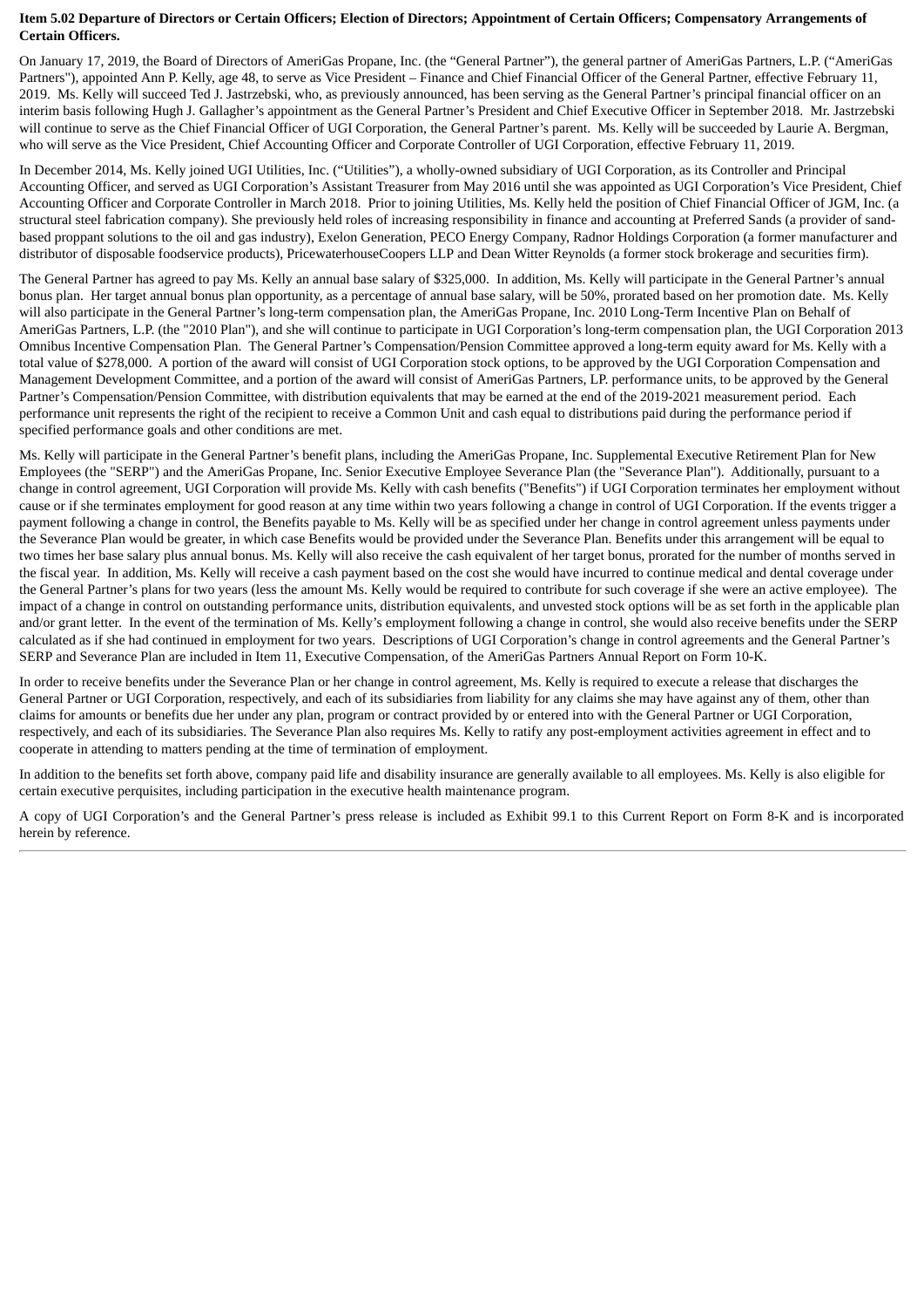**Item 5.02 Departure of Directors or Certain Officers; Election of Directors; Appointment of Certain Officers; Compensatory Arrangements of Certain Officers.**

On January 17, 2019, the Board of Directors of AmeriGas Propane, Inc. (the "General Partner"), the general partner of AmeriGas Partners, L.P. ("AmeriGas Partners"), appointed Ann P. Kelly, age 48, to serve as Vice President – Finance and Chief Financial Officer of the General Partner, effective February 11, 2019. Ms. Kelly will succeed Ted J. Jastrzebski, who, as previously announced, has been serving as the General Partner's principal financial officer on an interim basis following Hugh J. Gallagher's appointment as the General Partner's President and Chief Executive Officer in September 2018. Mr. Jastrzebski will continue to serve as the Chief Financial Officer of UGI Corporation, the General Partner's parent. Ms. Kelly will be succeeded by Laurie A. Bergman, who will serve as the Vice President, Chief Accounting Officer and Corporate Controller of UGI Corporation, effective February 11, 2019.

In December 2014, Ms. Kelly joined UGI Utilities, Inc. ("Utilities"), a wholly-owned subsidiary of UGI Corporation, as its Controller and Principal Accounting Officer, and served as UGI Corporation's Assistant Treasurer from May 2016 until she was appointed as UGI Corporation's Vice President, Chief Accounting Officer and Corporate Controller in March 2018. Prior to joining Utilities, Ms. Kelly held the position of Chief Financial Officer of JGM, Inc. (a structural steel fabrication company). She previously held roles of increasing responsibility in finance and accounting at Preferred Sands (a provider of sand-based proppant solutions to the oil and gas industry), Exelon Generation, PECO Energy Company, Radnor Holdings Corporation (a former manufacturer and distributor of disposable foodservice products), PricewaterhouseCoopers LLP and Dean Witter Reynolds (a former stock brokerage and securities firm).

The General Partner has agreed to pay Ms. Kelly an annual base salary of $325,000. In addition, Ms. Kelly will participate in the General Partner's annual bonus plan. Her target annual bonus plan opportunity, as a percentage of annual base salary, will be 50%, prorated based on her promotion date. Ms. Kelly will also participate in the General Partner's long-term compensation plan, the AmeriGas Propane, Inc. 2010 Long-Term Incentive Plan on Behalf of AmeriGas Partners, L.P. (the "2010 Plan"), and she will continue to participate in UGI Corporation's long-term compensation plan, the UGI Corporation 2013 Omnibus Incentive Compensation Plan. The General Partner's Compensation/Pension Committee approved a long-term equity award for Ms. Kelly with a total value of $278,000. A portion of the award will consist of UGI Corporation stock options, to be approved by the UGI Corporation Compensation and Management Development Committee, and a portion of the award will consist of AmeriGas Partners, LP. performance units, to be approved by the General Partner's Compensation/Pension Committee, with distribution equivalents that may be earned at the end of the 2019-2021 measurement period. Each performance unit represents the right of the recipient to receive a Common Unit and cash equal to distributions paid during the performance period if specified performance goals and other conditions are met.

Ms. Kelly will participate in the General Partner's benefit plans, including the AmeriGas Propane, Inc. Supplemental Executive Retirement Plan for New Employees (the "SERP") and the AmeriGas Propane, Inc. Senior Executive Employee Severance Plan (the "Severance Plan"). Additionally, pursuant to a change in control agreement, UGI Corporation will provide Ms. Kelly with cash benefits ("Benefits") if UGI Corporation terminates her employment without cause or if she terminates employment for good reason at any time within two years following a change in control of UGI Corporation. If the events trigger a payment following a change in control, the Benefits payable to Ms. Kelly will be as specified under her change in control agreement unless payments under the Severance Plan would be greater, in which case Benefits would be provided under the Severance Plan. Benefits under this arrangement will be equal to two times her base salary plus annual bonus. Ms. Kelly will also receive the cash equivalent of her target bonus, prorated for the number of months served in the fiscal year. In addition, Ms. Kelly will receive a cash payment based on the cost she would have incurred to continue medical and dental coverage under the General Partner's plans for two years (less the amount Ms. Kelly would be required to contribute for such coverage if she were an active employee). The impact of a change in control on outstanding performance units, distribution equivalents, and unvested stock options will be as set forth in the applicable plan and/or grant letter. In the event of the termination of Ms. Kelly's employment following a change in control, she would also receive benefits under the SERP calculated as if she had continued in employment for two years. Descriptions of UGI Corporation's change in control agreements and the General Partner's SERP and Severance Plan are included in Item 11, Executive Compensation, of the AmeriGas Partners Annual Report on Form 10-K.

In order to receive benefits under the Severance Plan or her change in control agreement, Ms. Kelly is required to execute a release that discharges the General Partner or UGI Corporation, respectively, and each of its subsidiaries from liability for any claims she may have against any of them, other than claims for amounts or benefits due her under any plan, program or contract provided by or entered into with the General Partner or UGI Corporation, respectively, and each of its subsidiaries. The Severance Plan also requires Ms. Kelly to ratify any post-employment activities agreement in effect and to cooperate in attending to matters pending at the time of termination of employment.

In addition to the benefits set forth above, company paid life and disability insurance are generally available to all employees. Ms. Kelly is also eligible for certain executive perquisites, including participation in the executive health maintenance program.

A copy of UGI Corporation's and the General Partner's press release is included as Exhibit 99.1 to this Current Report on Form 8-K and is incorporated herein by reference.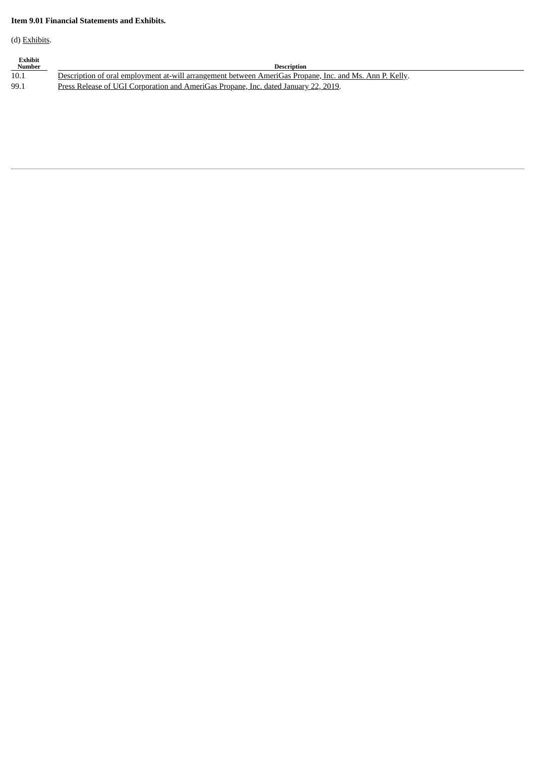**Item 9.01 Financial Statements and Exhibits.**

(d) Exhibits.

| Exhibit Number | Description |
|---|---|
| 10.1 | Description of oral employment at-will arrangement between AmeriGas Propane, Inc. and Ms. Ann P. Kelly. |
| 99.1 | Press Release of UGI Corporation and AmeriGas Propane, Inc. dated January 22, 2019. |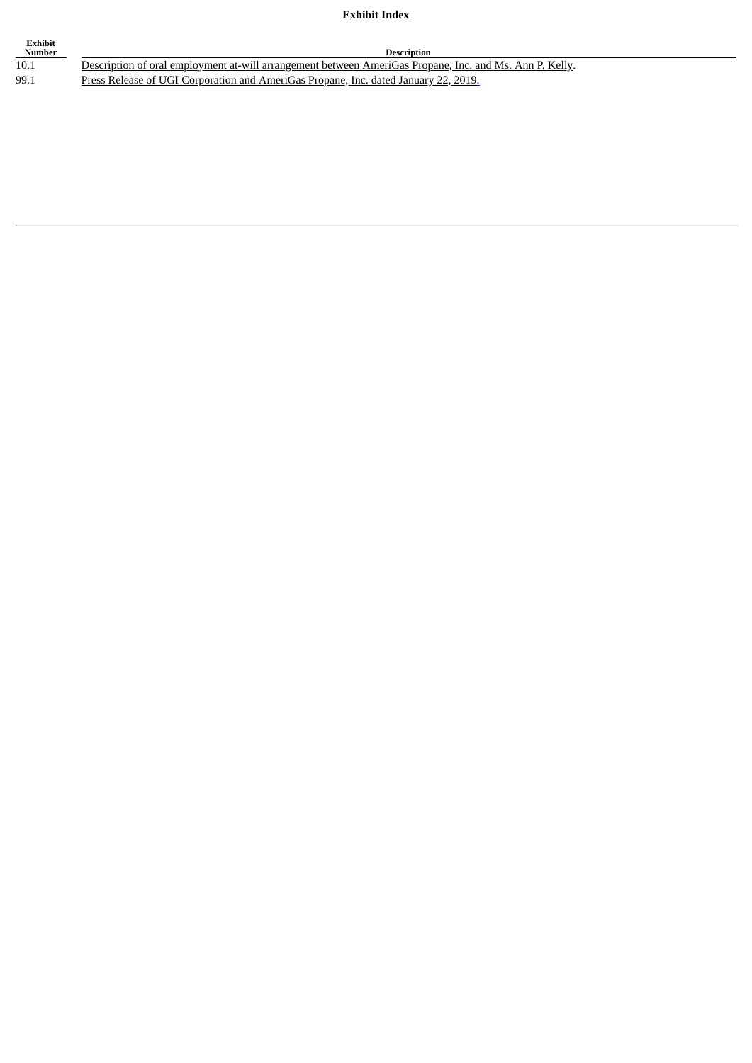# Exhibit Index

| Exhibit Number | Description |
|---|---|
| 10.1 | Description of oral employment at-will arrangement between AmeriGas Propane, Inc. and Ms. Ann P. Kelly. |
| 99.1 | Press Release of UGI Corporation and AmeriGas Propane, Inc. dated January 22, 2019. |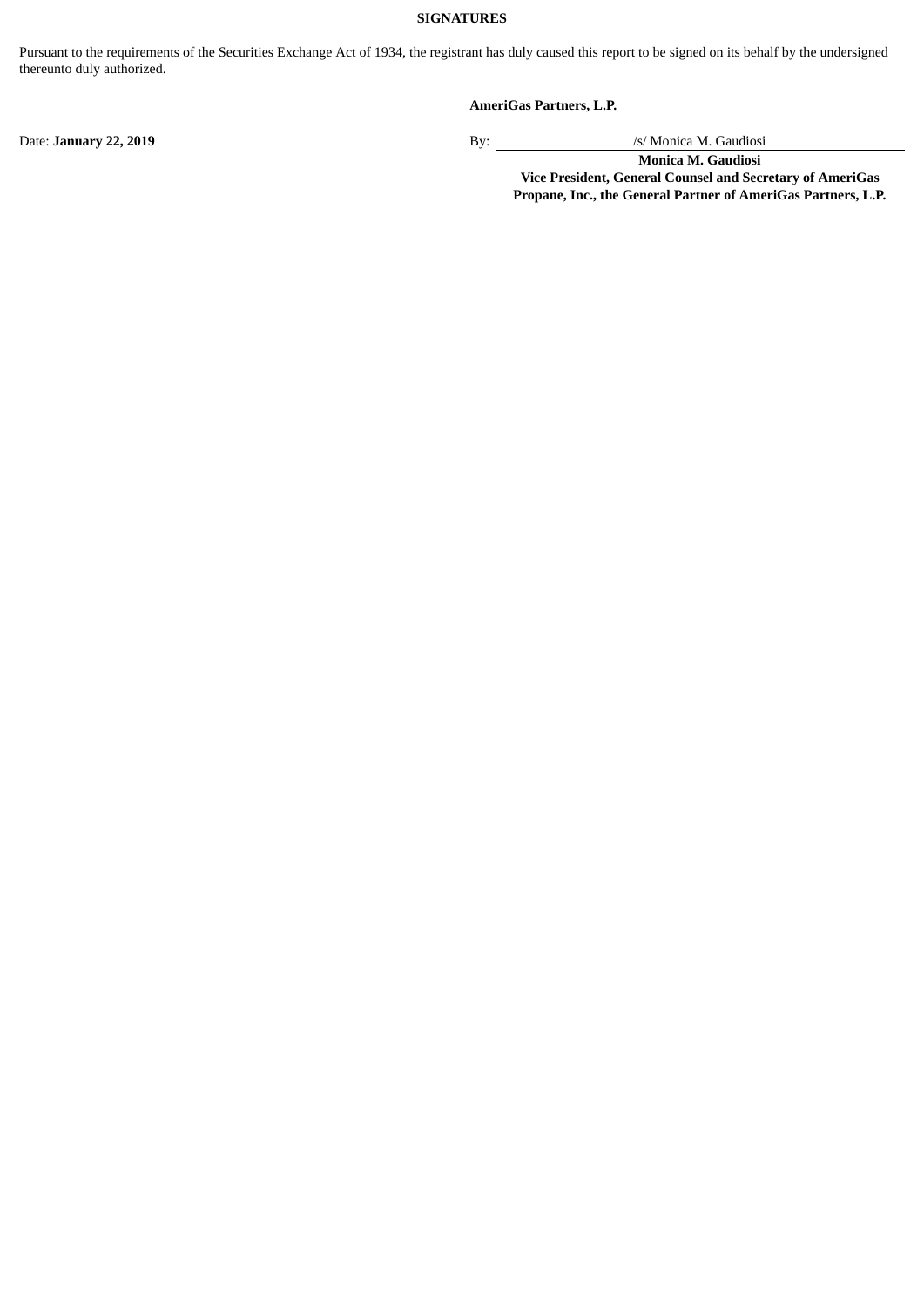**SIGNATURES**

Pursuant to the requirements of the Securities Exchange Act of 1934, the registrant has duly caused this report to be signed on its behalf by the undersigned thereunto duly authorized.

**AmeriGas Partners, L.P.**

Date: **January 22, 2019**

By: /s/ Monica M. Gaudiosi

**Monica M. Gaudiosi**
**Vice President, General Counsel and Secretary of AmeriGas Propane, Inc., the General Partner of AmeriGas Partners, L.P.**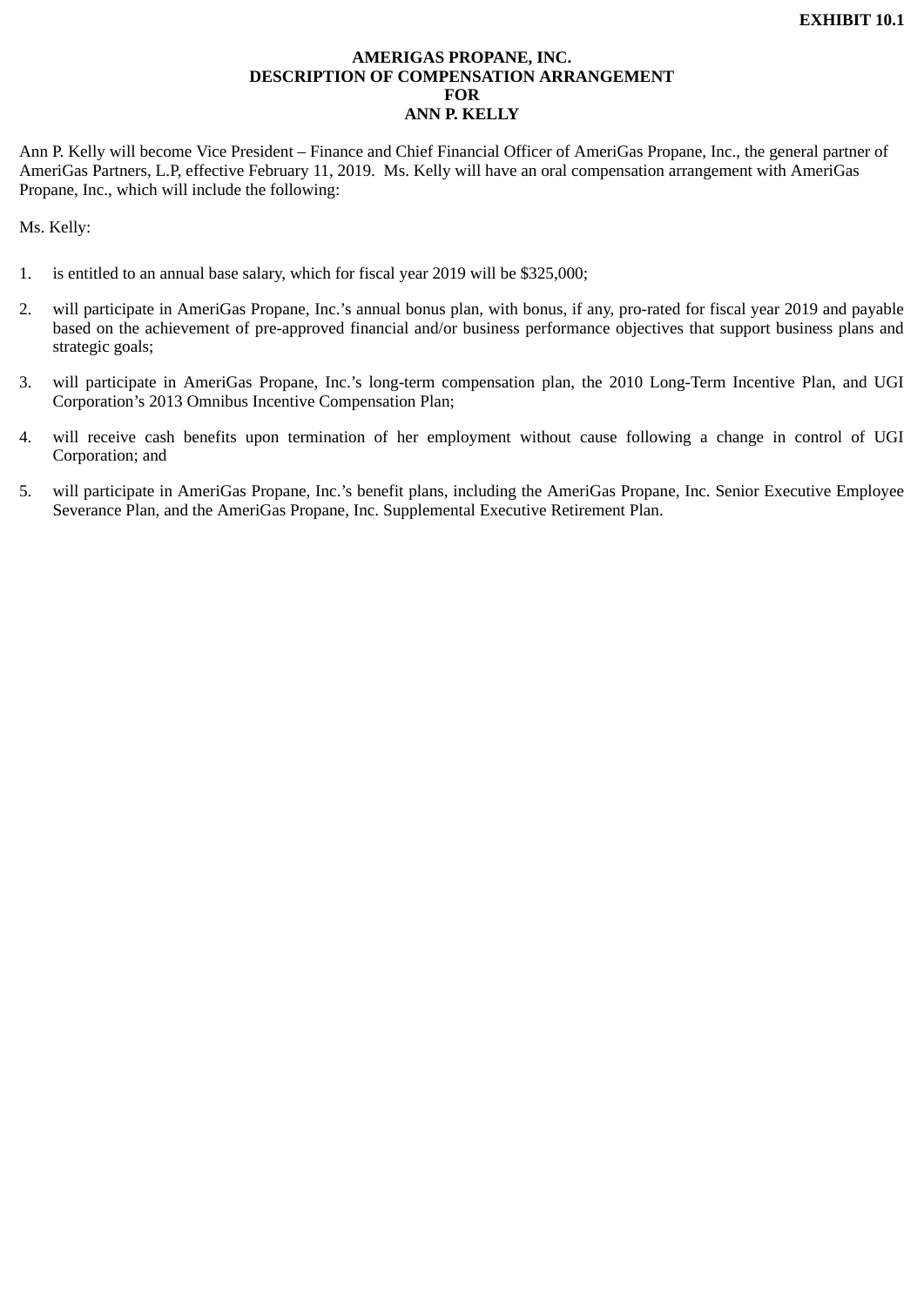**EXHIBIT 10.1**

**AMERIGAS PROPANE, INC.**
**DESCRIPTION OF COMPENSATION ARRANGEMENT**
**FOR**
**ANN P. KELLY**

Ann P. Kelly will become Vice President – Finance and Chief Financial Officer of AmeriGas Propane, Inc., the general partner of AmeriGas Partners, L.P, effective February 11, 2019. Ms. Kelly will have an oral compensation arrangement with AmeriGas Propane, Inc., which will include the following:

Ms. Kelly:

1. is entitled to an annual base salary, which for fiscal year 2019 will be $325,000;

2. will participate in AmeriGas Propane, Inc.'s annual bonus plan, with bonus, if any, pro-rated for fiscal year 2019 and payable based on the achievement of pre-approved financial and/or business performance objectives that support business plans and strategic goals;

3. will participate in AmeriGas Propane, Inc.'s long-term compensation plan, the 2010 Long-Term Incentive Plan, and UGI Corporation's 2013 Omnibus Incentive Compensation Plan;

4. will receive cash benefits upon termination of her employment without cause following a change in control of UGI Corporation; and

5. will participate in AmeriGas Propane, Inc.'s benefit plans, including the AmeriGas Propane, Inc. Senior Executive Employee Severance Plan, and the AmeriGas Propane, Inc. Supplemental Executive Retirement Plan.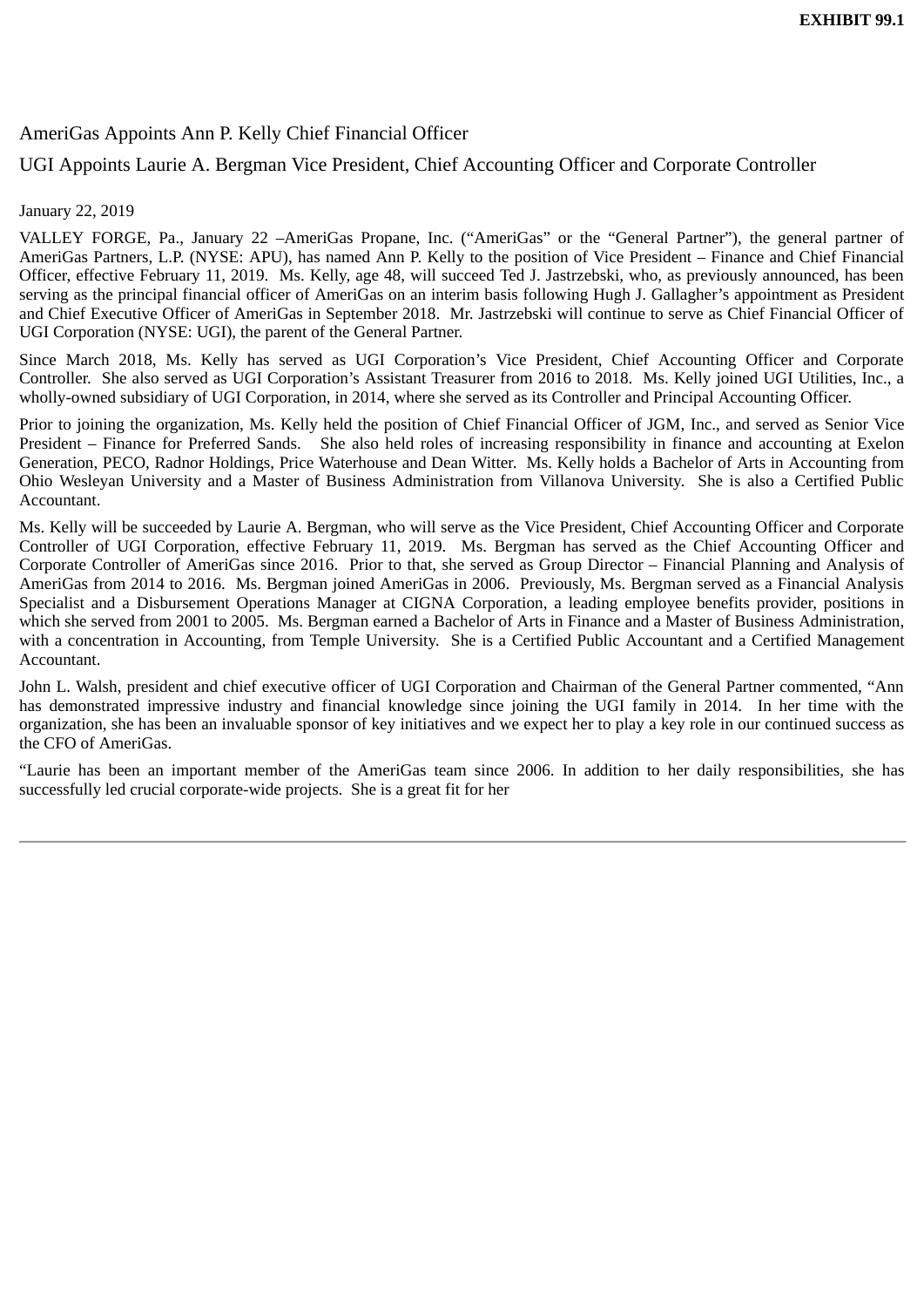**EXHIBIT 99.1**

# AmeriGas Appoints Ann P. Kelly Chief Financial Officer

## UGI Appoints Laurie A. Bergman Vice President, Chief Accounting Officer and Corporate Controller

January 22, 2019

VALLEY FORGE, Pa., January 22 –AmeriGas Propane, Inc. (“AmeriGas” or the “General Partner”), the general partner of AmeriGas Partners, L.P. (NYSE: APU), has named Ann P. Kelly to the position of Vice President – Finance and Chief Financial Officer, effective February 11, 2019. Ms. Kelly, age 48, will succeed Ted J. Jastrzebski, who, as previously announced, has been serving as the principal financial officer of AmeriGas on an interim basis following Hugh J. Gallagher’s appointment as President and Chief Executive Officer of AmeriGas in September 2018. Mr. Jastrzebski will continue to serve as Chief Financial Officer of UGI Corporation (NYSE: UGI), the parent of the General Partner.

Since March 2018, Ms. Kelly has served as UGI Corporation’s Vice President, Chief Accounting Officer and Corporate Controller. She also served as UGI Corporation’s Assistant Treasurer from 2016 to 2018. Ms. Kelly joined UGI Utilities, Inc., a wholly-owned subsidiary of UGI Corporation, in 2014, where she served as its Controller and Principal Accounting Officer.

Prior to joining the organization, Ms. Kelly held the position of Chief Financial Officer of JGM, Inc., and served as Senior Vice President – Finance for Preferred Sands. She also held roles of increasing responsibility in finance and accounting at Exelon Generation, PECO, Radnor Holdings, Price Waterhouse and Dean Witter. Ms. Kelly holds a Bachelor of Arts in Accounting from Ohio Wesleyan University and a Master of Business Administration from Villanova University. She is also a Certified Public Accountant.

Ms. Kelly will be succeeded by Laurie A. Bergman, who will serve as the Vice President, Chief Accounting Officer and Corporate Controller of UGI Corporation, effective February 11, 2019. Ms. Bergman has served as the Chief Accounting Officer and Corporate Controller of AmeriGas since 2016. Prior to that, she served as Group Director – Financial Planning and Analysis of AmeriGas from 2014 to 2016. Ms. Bergman joined AmeriGas in 2006. Previously, Ms. Bergman served as a Financial Analysis Specialist and a Disbursement Operations Manager at CIGNA Corporation, a leading employee benefits provider, positions in which she served from 2001 to 2005. Ms. Bergman earned a Bachelor of Arts in Finance and a Master of Business Administration, with a concentration in Accounting, from Temple University. She is a Certified Public Accountant and a Certified Management Accountant.

John L. Walsh, president and chief executive officer of UGI Corporation and Chairman of the General Partner commented, “Ann has demonstrated impressive industry and financial knowledge since joining the UGI family in 2014. In her time with the organization, she has been an invaluable sponsor of key initiatives and we expect her to play a key role in our continued success as the CFO of AmeriGas.

“Laurie has been an important member of the AmeriGas team since 2006. In addition to her daily responsibilities, she has successfully led crucial corporate-wide projects. She is a great fit for her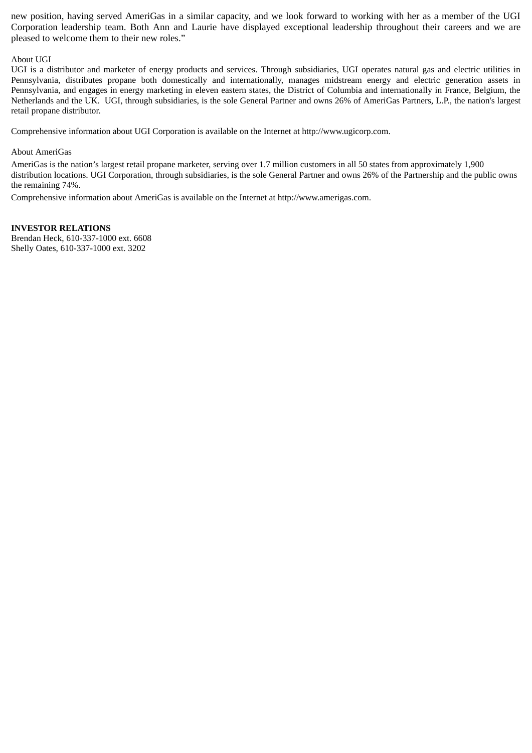new position, having served AmeriGas in a similar capacity, and we look forward to working with her as a member of the UGI Corporation leadership team. Both Ann and Laurie have displayed exceptional leadership throughout their careers and we are pleased to welcome them to their new roles."

About UGI

UGI is a distributor and marketer of energy products and services. Through subsidiaries, UGI operates natural gas and electric utilities in Pennsylvania, distributes propane both domestically and internationally, manages midstream energy and electric generation assets in Pennsylvania, and engages in energy marketing in eleven eastern states, the District of Columbia and internationally in France, Belgium, the Netherlands and the UK. UGI, through subsidiaries, is the sole General Partner and owns 26% of AmeriGas Partners, L.P., the nation's largest retail propane distributor.

Comprehensive information about UGI Corporation is available on the Internet at http://www.ugicorp.com.

About AmeriGas

AmeriGas is the nation's largest retail propane marketer, serving over 1.7 million customers in all 50 states from approximately 1,900 distribution locations. UGI Corporation, through subsidiaries, is the sole General Partner and owns 26% of the Partnership and the public owns the remaining 74%.

Comprehensive information about AmeriGas is available on the Internet at http://www.amerigas.com.

**INVESTOR RELATIONS**
Brendan Heck, 610-337-1000 ext. 6608
Shelly Oates, 610-337-1000 ext. 3202